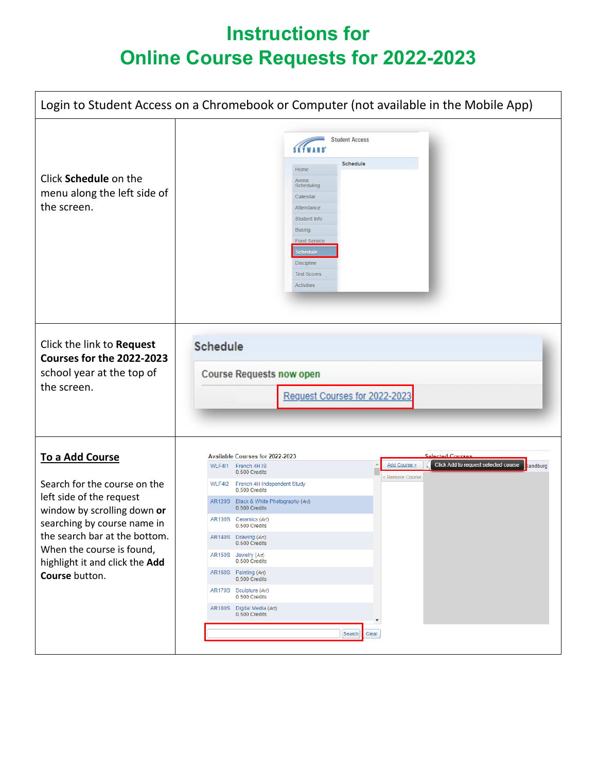# Instructions for
# Online Course Requests for 2022-2023

Login to Student Access on a Chromebook or Computer (not available in the Mobile App)

Click **Schedule** on the menu along the left side of the screen.

Click the link to **Request Courses for the 2022-2023** school year at the top of the screen.

**To a Add Course**

Search for the course on the left side of the request window by scrolling down **or** searching by course name in the search bar at the bottom. When the course is found, highlight it and click the **Add Course** button.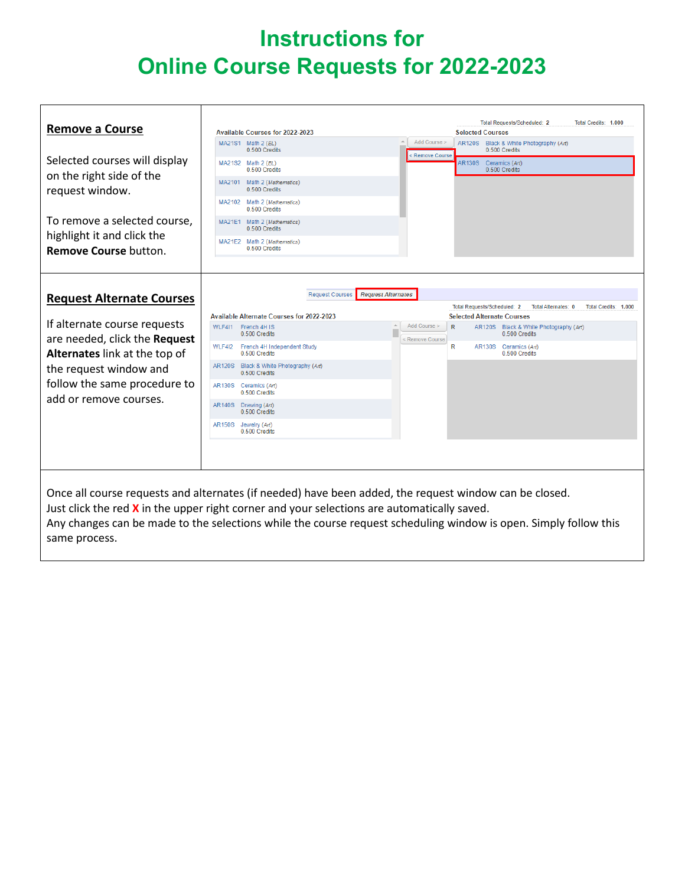# Instructions for Online Course Requests for 2022-2023

## Remove a Course

Selected courses will display on the right side of the request window.

To remove a selected course, highlight it and click the **Remove Course** button.

## Request Alternate Courses

If alternate course requests are needed, click the **Request Alternates** link at the top of the request window and follow the same procedure to add or remove courses.

Once all course requests and alternates (if needed) have been added, the request window can be closed.
Just click the red **X** in the upper right corner and your selections are automatically saved.
Any changes can be made to the selections while the course request scheduling window is open. Simply follow this same process.